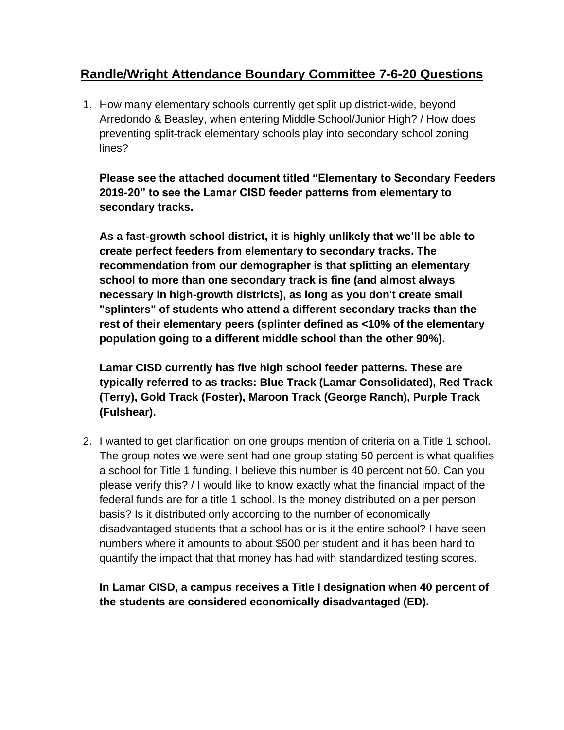# Randle/Wright Attendance Boundary Committee 7-6-20 Questions

1. How many elementary schools currently get split up district-wide, beyond Arredondo & Beasley, when entering Middle School/Junior High? / How does preventing split-track elementary schools play into secondary school zoning lines?

   **Please see the attached document titled "Elementary to Secondary Feeders 2019-20" to see the Lamar CISD feeder patterns from elementary to secondary tracks.**

   **As a fast-growth school district, it is highly unlikely that we'll be able to create perfect feeders from elementary to secondary tracks. The recommendation from our demographer is that splitting an elementary school to more than one secondary track is fine (and almost always necessary in high-growth districts), as long as you don't create small "splinters" of students who attend a different secondary tracks than the rest of their elementary peers (splinter defined as <10% of the elementary population going to a different middle school than the other 90%).**

   **Lamar CISD currently has five high school feeder patterns. These are typically referred to as tracks: Blue Track (Lamar Consolidated), Red Track (Terry), Gold Track (Foster), Maroon Track (George Ranch), Purple Track (Fulshear).**

2. I wanted to get clarification on one groups mention of criteria on a Title 1 school. The group notes we were sent had one group stating 50 percent is what qualifies a school for Title 1 funding. I believe this number is 40 percent not 50. Can you please verify this? / I would like to know exactly what the financial impact of the federal funds are for a title 1 school. Is the money distributed on a per person basis? Is it distributed only according to the number of economically disadvantaged students that a school has or is it the entire school? I have seen numbers where it amounts to about $500 per student and it has been hard to quantify the impact that that money has had with standardized testing scores.

   **In Lamar CISD, a campus receives a Title I designation when 40 percent of the students are considered economically disadvantaged (ED).**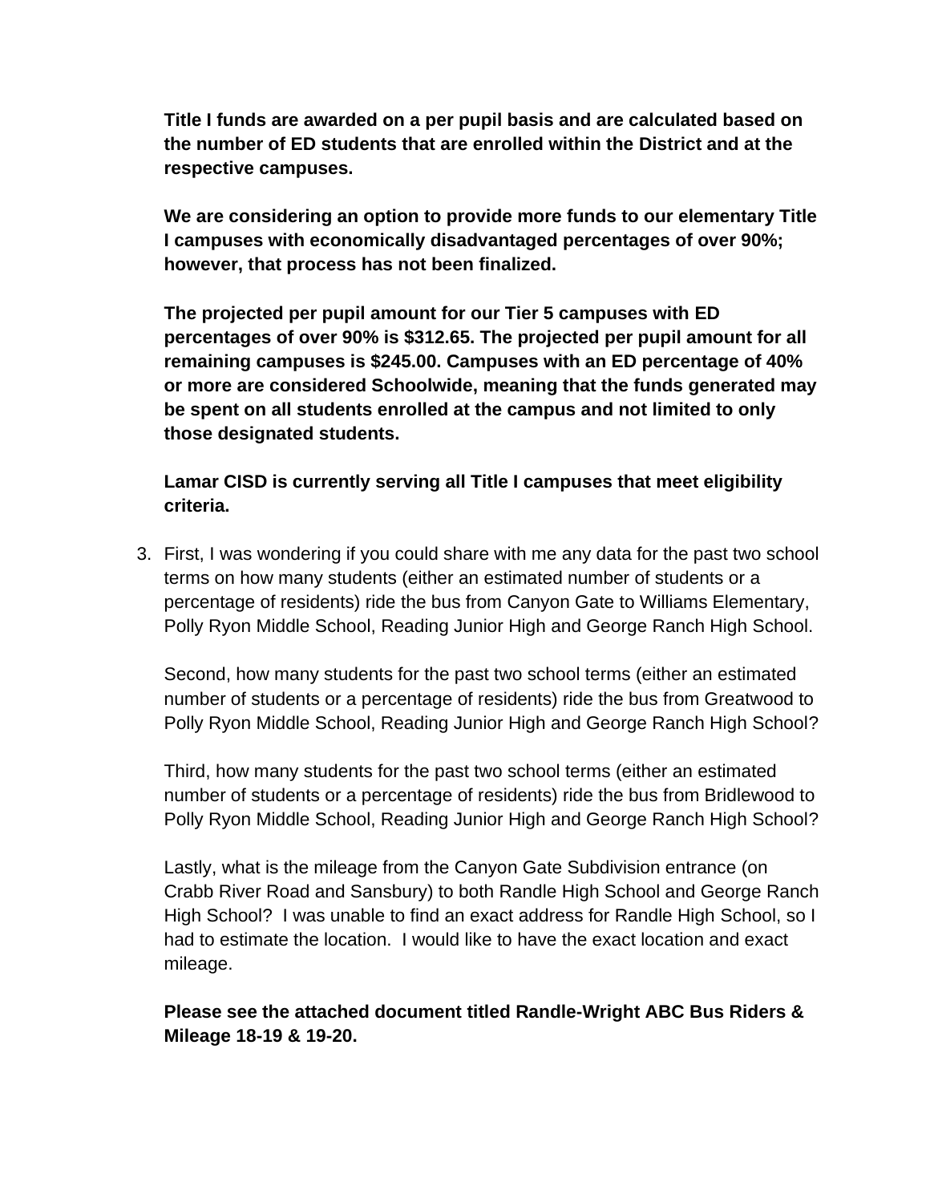**Title I funds are awarded on a per pupil basis and are calculated based on the number of ED students that are enrolled within the District and at the respective campuses.**

**We are considering an option to provide more funds to our elementary Title I campuses with economically disadvantaged percentages of over 90%; however, that process has not been finalized.**

**The projected per pupil amount for our Tier 5 campuses with ED percentages of over 90% is $312.65. The projected per pupil amount for all remaining campuses is $245.00. Campuses with an ED percentage of 40% or more are considered Schoolwide, meaning that the funds generated may be spent on all students enrolled at the campus and not limited to only those designated students.**

**Lamar CISD is currently serving all Title I campuses that meet eligibility criteria.**

3. First, I was wondering if you could share with me any data for the past two school terms on how many students (either an estimated number of students or a percentage of residents) ride the bus from Canyon Gate to Williams Elementary, Polly Ryon Middle School, Reading Junior High and George Ranch High School.

   Second, how many students for the past two school terms (either an estimated number of students or a percentage of residents) ride the bus from Greatwood to Polly Ryon Middle School, Reading Junior High and George Ranch High School?

   Third, how many students for the past two school terms (either an estimated number of students or a percentage of residents) ride the bus from Bridlewood to Polly Ryon Middle School, Reading Junior High and George Ranch High School?

   Lastly, what is the mileage from the Canyon Gate Subdivision entrance (on Crabb River Road and Sansbury) to both Randle High School and George Ranch High School? I was unable to find an exact address for Randle High School, so I had to estimate the location. I would like to have the exact location and exact mileage.

   **Please see the attached document titled Randle-Wright ABC Bus Riders & Mileage 18-19 & 19-20.**